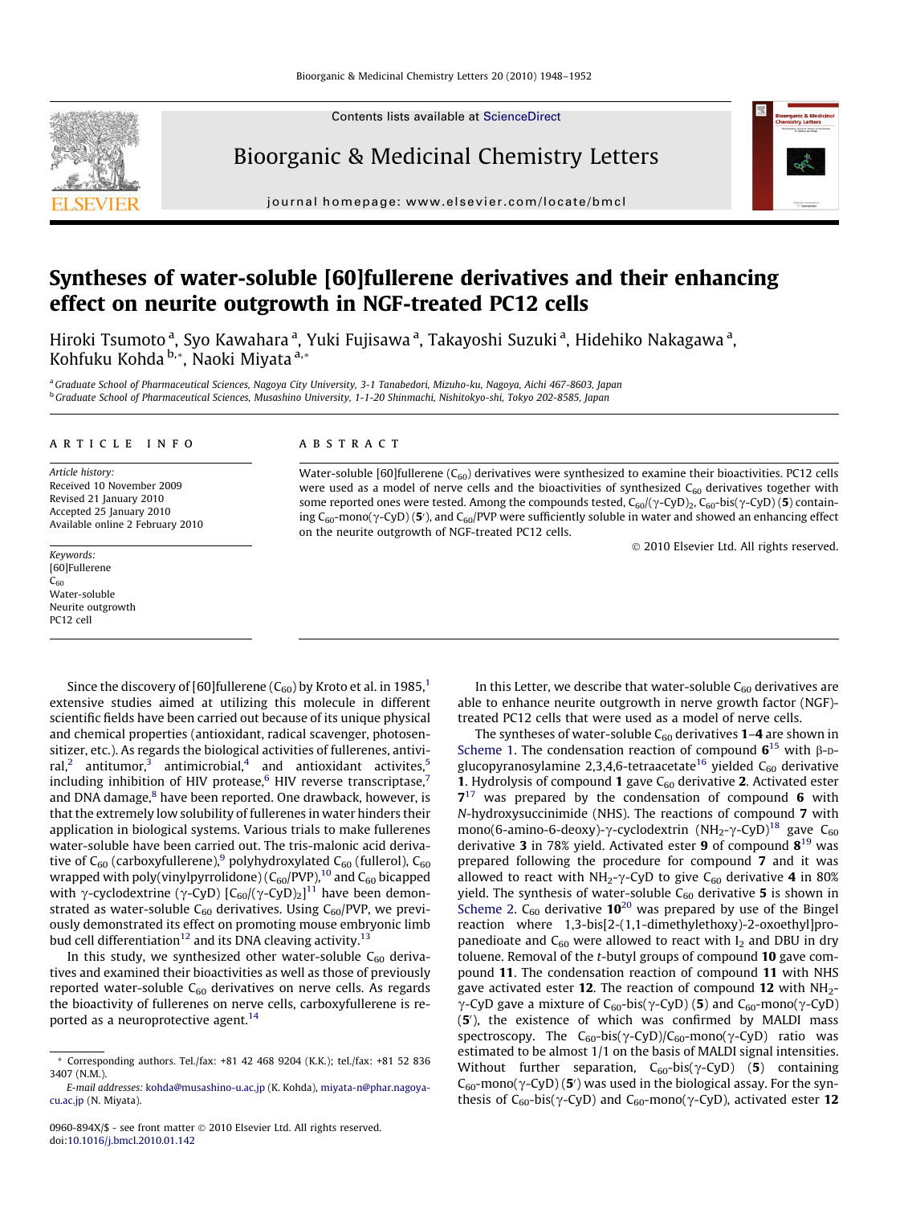# Syntheses of water-soluble [60]fullerene derivatives and their enhancing effect on neurite outgrowth in NGF-treated PC12 cells

Hiroki Tsumoto [a], Syo Kawahara [a], Yuki Fujisawa [a], Takayoshi Suzuki [a], Hidehiko Nakagawa [a], Kohfuku Kohda [b,*], Naoki Miyata [a,*]

[a] Graduate School of Pharmaceutical Sciences, Nagoya City University, 3-1 Tanabedori, Mizuho-ku, Nagoya, Aichi 467-8603, Japan
[b] Graduate School of Pharmaceutical Sciences, Musashino University, 1-1-20 Shinmachi, Nishitokyo-shi, Tokyo 202-8585, Japan

## ARTICLE INFO

*Article history:*
Received 10 November 2009
Revised 21 January 2010
Accepted 25 January 2010
Available online 2 February 2010

*Keywords:*
[60]Fullerene
$C_{60}$
Water-soluble
Neurite outgrowth
PC12 cell

## ABSTRACT

Water-soluble [60]fullerene ($C_{60}$) derivatives were synthesized to examine their bioactivities. PC12 cells were used as a model of nerve cells and the bioactivities of synthesized $C_{60}$ derivatives together with some reported ones were tested. Among the compounds tested, $C_{60}$/(γ-CyD)$_2$, $C_{60}$-bis(γ-CyD) (**5**) containing $C_{60}$-mono(γ-CyD) (**5′**), and $C_{60}$/PVP were sufficiently soluble in water and showed an enhancing effect on the neurite outgrowth of NGF-treated PC12 cells.

© 2010 Elsevier Ltd. All rights reserved.

Since the discovery of [60]fullerene ($C_{60}$) by Kroto et al. in 1985,[1] extensive studies aimed at utilizing this molecule in different scientific fields have been carried out because of its unique physical and chemical properties (antioxidant, radical scavenger, photosensitizer, etc.). As regards the biological activities of fullerenes, antiviral,[2] antitumor,[3] antimicrobial,[4] and antioxidant activites,[5] including inhibition of HIV protease,[6] HIV reverse transcriptase,[7] and DNA damage,[8] have been reported. One drawback, however, is that the extremely low solubility of fullerenes in water hinders their application in biological systems. Various trials to make fullerenes water-soluble have been carried out. The tris-malonic acid derivative of $C_{60}$ (carboxyfullerene),[9] polyhydroxylated $C_{60}$ (fullerol), $C_{60}$ wrapped with poly(vinylpyrrolidone) ($C_{60}$/PVP),[10] and $C_{60}$ bicapped with γ-cyclodextrine (γ-CyD) [$C_{60}$/(γ-CyD)$_2$][11] have been demonstrated as water-soluble $C_{60}$ derivatives. Using $C_{60}$/PVP, we previously demonstrated its effect on promoting mouse embryonic limb bud cell differentiation[12] and its DNA cleaving activity.[13]

In this study, we synthesized other water-soluble $C_{60}$ derivatives and examined their bioactivities as well as those of previously reported water-soluble $C_{60}$ derivatives on nerve cells. As regards the bioactivity of fullerenes on nerve cells, carboxyfullerene is reported as a neuroprotective agent.[14]

In this Letter, we describe that water-soluble $C_{60}$ derivatives are able to enhance neurite outgrowth in nerve growth factor (NGF)-treated PC12 cells that were used as a model of nerve cells.

The syntheses of water-soluble $C_{60}$ derivatives **1**–**4** are shown in Scheme 1. The condensation reaction of compound **6**[15] with β-D-glucopyranosylamine 2,3,4,6-tetraacetate[16] yielded $C_{60}$ derivative **1**. Hydrolysis of compound **1** gave $C_{60}$ derivative **2**. Activated ester **7**[17] was prepared by the condensation of compound **6** with *N*-hydroxysuccinimide (NHS). The reactions of compound **7** with mono(6-amino-6-deoxy)-γ-cyclodextrin ($NH_2$-γ-CyD)[18] gave $C_{60}$ derivative **3** in 78% yield. Activated ester **9** of compound **8**[19] was prepared following the procedure for compound **7** and it was allowed to react with $NH_2$-γ-CyD to give $C_{60}$ derivative **4** in 80% yield. The synthesis of water-soluble $C_{60}$ derivative **5** is shown in Scheme 2. $C_{60}$ derivative **10**[20] was prepared by use of the Bingel reaction where 1,3-bis[2-(1,1-dimethylethoxy)-2-oxoethyl]propanedioate and $C_{60}$ were allowed to react with $I_2$ and DBU in dry toluene. Removal of the *t*-butyl groups of compound **10** gave compound **11**. The condensation reaction of compound **11** with NHS gave activated ester **12**. The reaction of compound **12** with $NH_2$-γ-CyD gave a mixture of $C_{60}$-bis(γ-CyD) (**5**) and $C_{60}$-mono(γ-CyD) (**5′**), the existence of which was confirmed by MALDI mass spectroscopy. The $C_{60}$-bis(γ-CyD)/$C_{60}$-mono(γ-CyD) ratio was estimated to be almost 1/1 on the basis of MALDI signal intensities. Without further separation, $C_{60}$-bis(γ-CyD) (**5**) containing $C_{60}$-mono(γ-CyD) (**5′**) was used in the biological assay. For the synthesis of $C_{60}$-bis(γ-CyD) and $C_{60}$-mono(γ-CyD), activated ester **12**

* Corresponding authors. Tel./fax: +81 42 468 9204 (K.K.); tel./fax: +81 52 836 3407 (N.M.).
*E-mail addresses:* kohda@musashino-u.ac.jp (K. Kohda), miyata-n@phar.nagoya-cu.ac.jp (N. Miyata).

0960-894X/$ - see front matter © 2010 Elsevier Ltd. All rights reserved.
doi:10.1016/j.bmcl.2010.01.142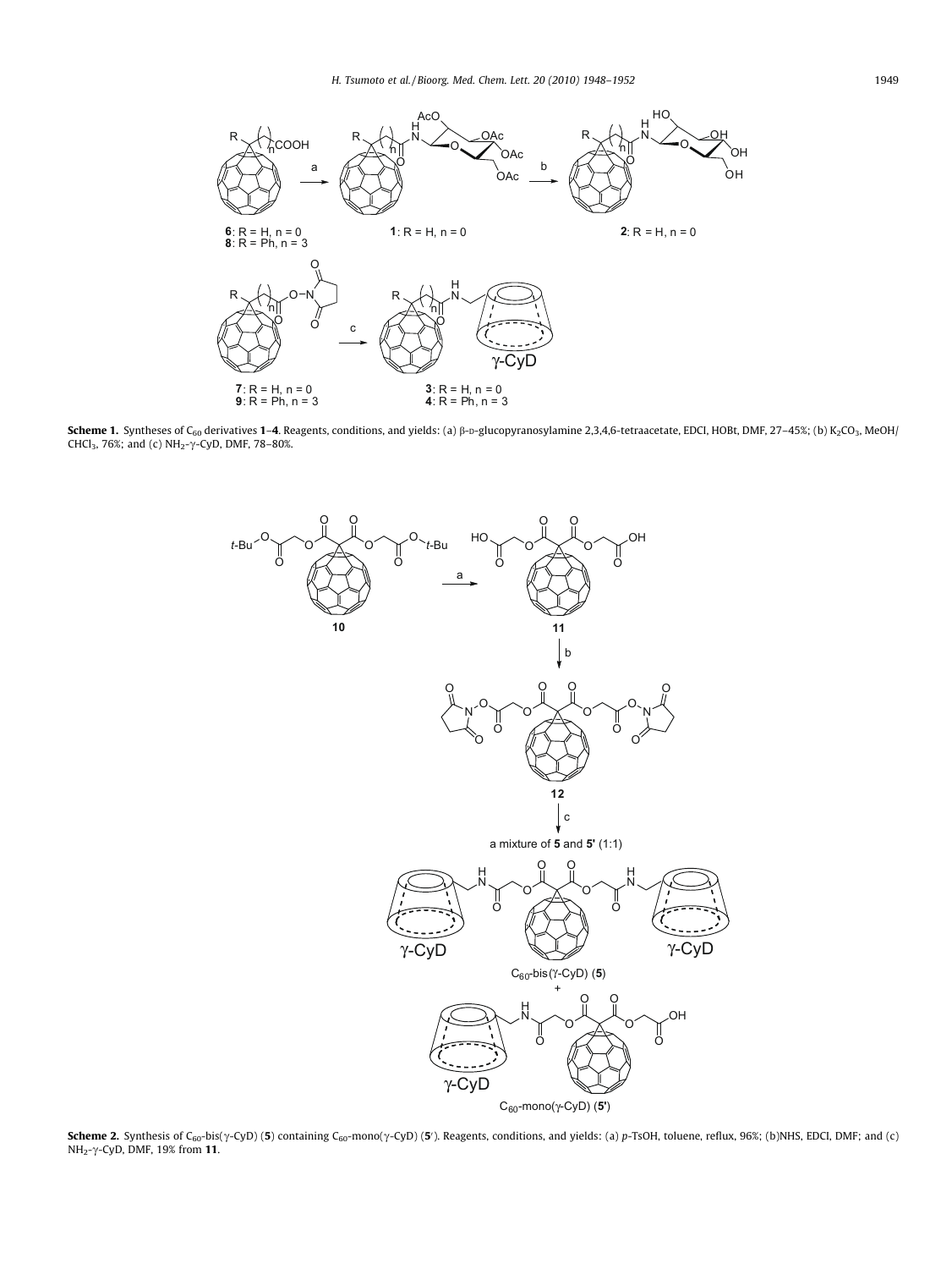**Scheme 1.** Syntheses of $C_{60}$ derivatives **1**–**4**. Reagents, conditions, and yields: (a) β-D-glucopyranosylamine 2,3,4,6-tetraacetate, EDCI, HOBt, DMF, 27–45%; (b) $K_2CO_3$, MeOH/$CHCl_3$, 76%; and (c) $NH_2$-γ-CyD, DMF, 78–80%.

**Scheme 2.** Synthesis of $C_{60}$-bis(γ-CyD) (**5**) containing $C_{60}$-mono(γ-CyD) (**5′**). Reagents, conditions, and yields: (a) *p*-TsOH, toluene, reflux, 96%; (b)NHS, EDCI, DMF; and (c) $NH_2$-γ-CyD, DMF, 19% from **11**.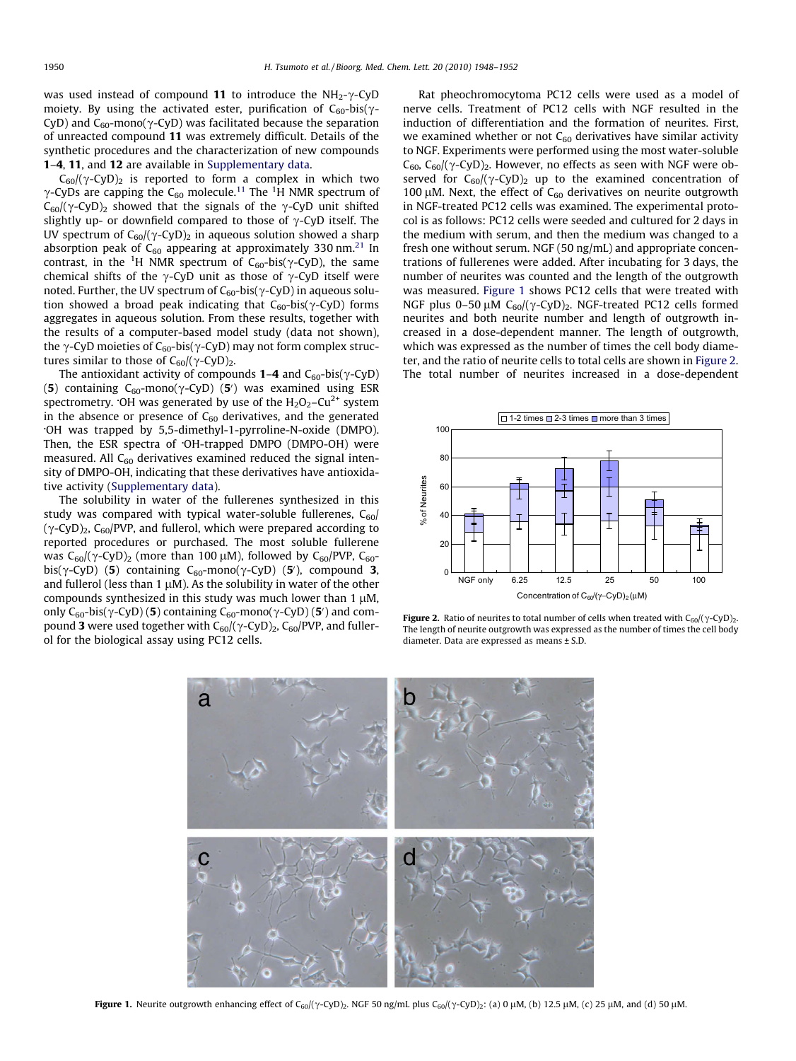was used instead of compound **11** to introduce the $NH_2$-γ-CyD moiety. By using the activated ester, purification of $C_{60}$-bis(γ-CyD) and $C_{60}$-mono(γ-CyD) was facilitated because the separation of unreacted compound **11** was extremely difficult. Details of the synthetic procedures and the characterization of new compounds **1**–**4**, **11**, and **12** are available in Supplementary data.

$C_{60}$/(γ-CyD)$_2$ is reported to form a complex in which two γ-CyDs are capping the $C_{60}$ molecule.[11] The $^1$H NMR spectrum of $C_{60}$/(γ-CyD)$_2$ showed that the signals of the γ-CyD unit shifted slightly up- or downfield compared to those of γ-CyD itself. The UV spectrum of $C_{60}$/(γ-CyD)$_2$ in aqueous solution showed a sharp absorption peak of $C_{60}$ appearing at approximately 330 nm.[21] In contrast, in the $^1$H NMR spectrum of $C_{60}$-bis(γ-CyD), the same chemical shifts of the γ-CyD unit as those of γ-CyD itself were noted. Further, the UV spectrum of $C_{60}$-bis(γ-CyD) in aqueous solution showed a broad peak indicating that $C_{60}$-bis(γ-CyD) forms aggregates in aqueous solution. From these results, together with the results of a computer-based model study (data not shown), the γ-CyD moieties of $C_{60}$-bis(γ-CyD) may not form complex structures similar to those of $C_{60}$/(γ-CyD)$_2$.

The antioxidant activity of compounds **1**–**4** and $C_{60}$-bis(γ-CyD) (**5**) containing $C_{60}$-mono(γ-CyD) (**5′**) was examined using ESR spectrometry. ·OH was generated by use of the $H_2O_2$–$Cu^{2+}$ system in the absence or presence of $C_{60}$ derivatives, and the generated ·OH was trapped by 5,5-dimethyl-1-pyrroline-N-oxide (DMPO). Then, the ESR spectra of ·OH-trapped DMPO (DMPO-OH) were measured. All $C_{60}$ derivatives examined reduced the signal intensity of DMPO-OH, indicating that these derivatives have antioxidative activity (Supplementary data).

The solubility in water of the fullerenes synthesized in this study was compared with typical water-soluble fullerenes, $C_{60}$/(γ-CyD)$_2$, $C_{60}$/PVP, and fullerol, which were prepared according to reported procedures or purchased. The most soluble fullerene was $C_{60}$/(γ-CyD)$_2$ (more than 100 μM), followed by $C_{60}$/PVP, $C_{60}$-bis(γ-CyD) (**5**) containing $C_{60}$-mono(γ-CyD) (**5′**), compound **3**, and fullerol (less than 1 μM). As the solubility in water of the other compounds synthesized in this study was much lower than 1 μM, only $C_{60}$-bis(γ-CyD) (**5**) containing $C_{60}$-mono(γ-CyD) (**5′**) and compound **3** were used together with $C_{60}$/(γ-CyD)$_2$, $C_{60}$/PVP, and fullerol for the biological assay using PC12 cells.

Rat pheochromocytoma PC12 cells were used as a model of nerve cells. Treatment of PC12 cells with NGF resulted in the induction of differentiation and the formation of neurites. First, we examined whether or not $C_{60}$ derivatives have similar activity to NGF. Experiments were performed using the most water-soluble $C_{60}$, $C_{60}$/(γ-CyD)$_2$. However, no effects as seen with NGF were observed for $C_{60}$/(γ-CyD)$_2$ up to the examined concentration of 100 μM. Next, the effect of $C_{60}$ derivatives on neurite outgrowth in NGF-treated PC12 cells was examined. The experimental protocol is as follows: PC12 cells were seeded and cultured for 2 days in the medium with serum, and then the medium was changed to a fresh one without serum. NGF (50 ng/mL) and appropriate concentrations of fullerenes were added. After incubating for 3 days, the number of neurites was counted and the length of the outgrowth was measured. Figure 1 shows PC12 cells that were treated with NGF plus 0–50 μM $C_{60}$/(γ-CyD)$_2$. NGF-treated PC12 cells formed neurites and both neurite number and length of outgrowth increased in a dose-dependent manner. The length of outgrowth, which was expressed as the number of times the cell body diameter, and the ratio of neurite cells to total cells are shown in Figure 2. The total number of neurites increased in a dose-dependent

**Figure 2.** Ratio of neurites to total number of cells when treated with $C_{60}$/(γ-CyD)$_2$. The length of neurite outgrowth was expressed as the number of times the cell body diameter. Data are expressed as means ± S.D.

**Figure 1.** Neurite outgrowth enhancing effect of $C_{60}$/(γ-CyD)$_2$. NGF 50 ng/mL plus $C_{60}$/(γ-CyD)$_2$: (a) 0 μM, (b) 12.5 μM, (c) 25 μM, and (d) 50 μM.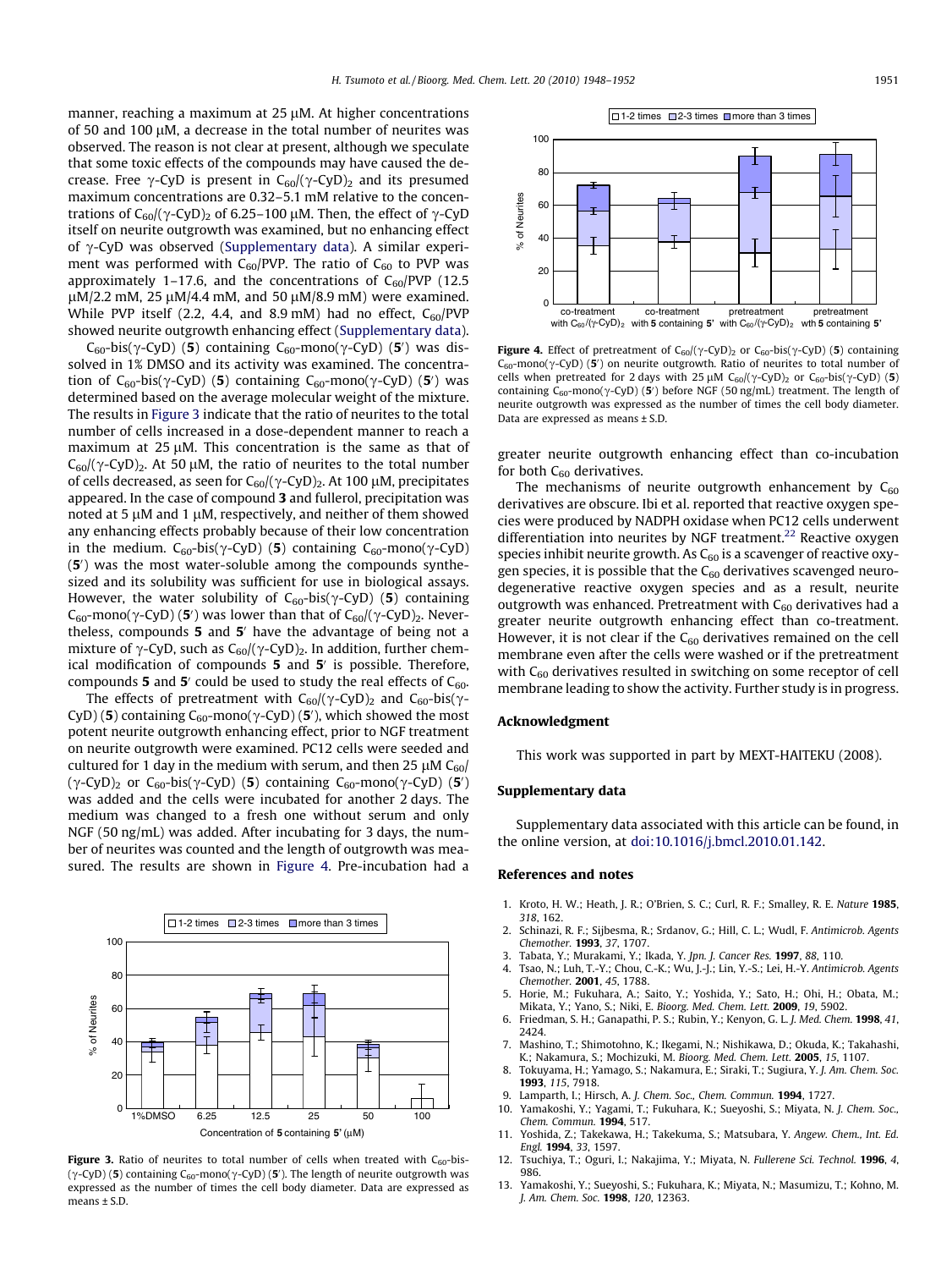manner, reaching a maximum at 25 μM. At higher concentrations of 50 and 100 μM, a decrease in the total number of neurites was observed. The reason is not clear at present, although we speculate that some toxic effects of the compounds may have caused the decrease. Free γ-CyD is present in $C_{60}$/(γ-CyD)$_2$ and its presumed maximum concentrations are 0.32–5.1 mM relative to the concentrations of $C_{60}$/(γ-CyD)$_2$ of 6.25–100 μM. Then, the effect of γ-CyD itself on neurite outgrowth was examined, but no enhancing effect of γ-CyD was observed (Supplementary data). A similar experiment was performed with $C_{60}$/PVP. The ratio of $C_{60}$ to PVP was approximately 1–17.6, and the concentrations of $C_{60}$/PVP (12.5 μM/2.2 mM, 25 μM/4.4 mM, and 50 μM/8.9 mM) were examined. While PVP itself (2.2, 4.4, and 8.9 mM) had no effect, $C_{60}$/PVP showed neurite outgrowth enhancing effect (Supplementary data).

$C_{60}$-bis(γ-CyD) (**5**) containing $C_{60}$-mono(γ-CyD) (**5′**) was dissolved in 1% DMSO and its activity was examined. The concentration of $C_{60}$-bis(γ-CyD) (**5**) containing $C_{60}$-mono(γ-CyD) (**5′**) was determined based on the average molecular weight of the mixture. The results in Figure 3 indicate that the ratio of neurites to the total number of cells increased in a dose-dependent manner to reach a maximum at 25 μM. This concentration is the same as that of $C_{60}$/(γ-CyD)$_2$. At 50 μM, the ratio of neurites to the total number of cells decreased, as seen for $C_{60}$/(γ-CyD)$_2$. At 100 μM, precipitates appeared. In the case of compound **3** and fullerol, precipitation was noted at 5 μM and 1 μM, respectively, and neither of them showed any enhancing effects probably because of their low concentration in the medium. $C_{60}$-bis(γ-CyD) (**5**) containing $C_{60}$-mono(γ-CyD) (**5′**) was the most water-soluble among the compounds synthesized and its solubility was sufficient for use in biological assays. However, the water solubility of $C_{60}$-bis(γ-CyD) (**5**) containing $C_{60}$-mono(γ-CyD) (**5′**) was lower than that of $C_{60}$/(γ-CyD)$_2$. Nevertheless, compounds **5** and **5′** have the advantage of being not a mixture of γ-CyD, such as $C_{60}$/(γ-CyD)$_2$. In addition, further chemical modification of compounds **5** and **5′** is possible. Therefore, compounds **5** and **5′** could be used to study the real effects of $C_{60}$.

The effects of pretreatment with $C_{60}$/(γ-CyD)$_2$ and $C_{60}$-bis(γ-CyD) (**5**) containing $C_{60}$-mono(γ-CyD) (**5′**), which showed the most potent neurite outgrowth enhancing effect, prior to NGF treatment on neurite outgrowth were examined. PC12 cells were seeded and cultured for 1 day in the medium with serum, and then 25 μM $C_{60}$/(γ-CyD)$_2$ or $C_{60}$-bis(γ-CyD) (**5**) containing $C_{60}$-mono(γ-CyD) (**5′**) was added and the cells were incubated for another 2 days. The medium was changed to a fresh one without serum and only NGF (50 ng/mL) was added. After incubating for 3 days, the number of neurites was counted and the length of outgrowth was measured. The results are shown in Figure 4. Pre-incubation had a greater neurite outgrowth enhancing effect than co-incubation for both $C_{60}$ derivatives.

**Figure 3.** Ratio of neurites to total number of cells when treated with $C_{60}$-bis(γ-CyD) (**5**) containing $C_{60}$-mono(γ-CyD) (**5′**). The length of neurite outgrowth was expressed as the number of times the cell body diameter. Data are expressed as means ± S.D.

**Figure 4.** Effect of pretreatment of $C_{60}$/(γ-CyD)$_2$ or $C_{60}$-bis(γ-CyD) (**5**) containing $C_{60}$-mono(γ-CyD) (**5′**) on neurite outgrowth. Ratio of neurites to total number of cells when pretreated for 2 days with 25 μM $C_{60}$/(γ-CyD)$_2$ or $C_{60}$-bis(γ-CyD) (**5**) containing $C_{60}$-mono(γ-CyD) (**5′**) before NGF (50 ng/mL) treatment. The length of neurite outgrowth was expressed as the number of times the cell body diameter. Data are expressed as means ± S.D.

The mechanisms of neurite outgrowth enhancement by $C_{60}$ derivatives are obscure. Ibi et al. reported that reactive oxygen species were produced by NADPH oxidase when PC12 cells underwent differentiation into neurites by NGF treatment.[22] Reactive oxygen species inhibit neurite growth. As $C_{60}$ is a scavenger of reactive oxygen species, it is possible that the $C_{60}$ derivatives scavenged neurodegenerative reactive oxygen species and as a result, neurite outgrowth was enhanced. Pretreatment with $C_{60}$ derivatives had a greater neurite outgrowth enhancing effect than co-treatment. However, it is not clear if the $C_{60}$ derivatives remained on the cell membrane even after the cells were washed or if the pretreatment with $C_{60}$ derivatives resulted in switching on some receptor of cell membrane leading to show the activity. Further study is in progress.

## Acknowledgment

This work was supported in part by MEXT-HAITEKU (2008).

## Supplementary data

Supplementary data associated with this article can be found, in the online version, at doi:10.1016/j.bmcl.2010.01.142.

## References and notes

1. Kroto, H. W.; Heath, J. R.; O'Brien, S. C.; Curl, R. F.; Smalley, R. E. *Nature* **1985**, *318*, 162.
2. Schinazi, R. F.; Sijbesma, R.; Srdanov, G.; Hill, C. L.; Wudl, F. *Antimicrob. Agents Chemother.* **1993**, *37*, 1707.
3. Tabata, Y.; Murakami, Y.; Ikada, Y. *Jpn. J. Cancer Res.* **1997**, *88*, 110.
4. Tsao, N.; Luh, T.-Y.; Chou, C.-K.; Wu, J.-J.; Lin, Y.-S.; Lei, H.-Y. *Antimicrob. Agents Chemother.* **2001**, *45*, 1788.
5. Horie, M.; Fukuhara, A.; Saito, Y.; Yoshida, Y.; Sato, H.; Ohi, H.; Obata, M.; Mikata, Y.; Yano, S.; Niki, E. *Bioorg. Med. Chem. Lett.* **2009**, *19*, 5902.
6. Friedman, S. H.; Ganapathi, P. S.; Rubin, Y.; Kenyon, G. L. *J. Med. Chem.* **1998**, *41*, 2424.
7. Mashino, T.; Shimotohno, K.; Ikegami, N.; Nishikawa, D.; Okuda, K.; Takahashi, K.; Nakamura, S.; Mochizuki, M. *Bioorg. Med. Chem. Lett.* **2005**, *15*, 1107.
8. Tokuyama, H.; Yamago, S.; Nakamura, E.; Siraki, T.; Sugiura, Y. *J. Am. Chem. Soc.* **1993**, *115*, 7918.
9. Lamparth, I.; Hirsch, A. *J. Chem. Soc., Chem. Commun.* **1994**, 1727.
10. Yamakoshi, Y.; Yagami, T.; Fukuhara, K.; Sueyoshi, S.; Miyata, N. *J. Chem. Soc., Chem. Commun.* **1994**, 517.
11. Yoshida, Z.; Takekawa, H.; Takekuma, S.; Matsubara, Y. *Angew. Chem., Int. Ed. Engl.* **1994**, *33*, 1597.
12. Tsuchiya, T.; Oguri, I.; Nakajima, Y.; Miyata, N. *Fullerene Sci. Technol.* **1996**, *4*, 986.
13. Yamakoshi, Y.; Sueyoshi, S.; Fukuhara, K.; Miyata, N.; Masumizu, T.; Kohno, M. *J. Am. Chem. Soc.* **1998**, *120*, 12363.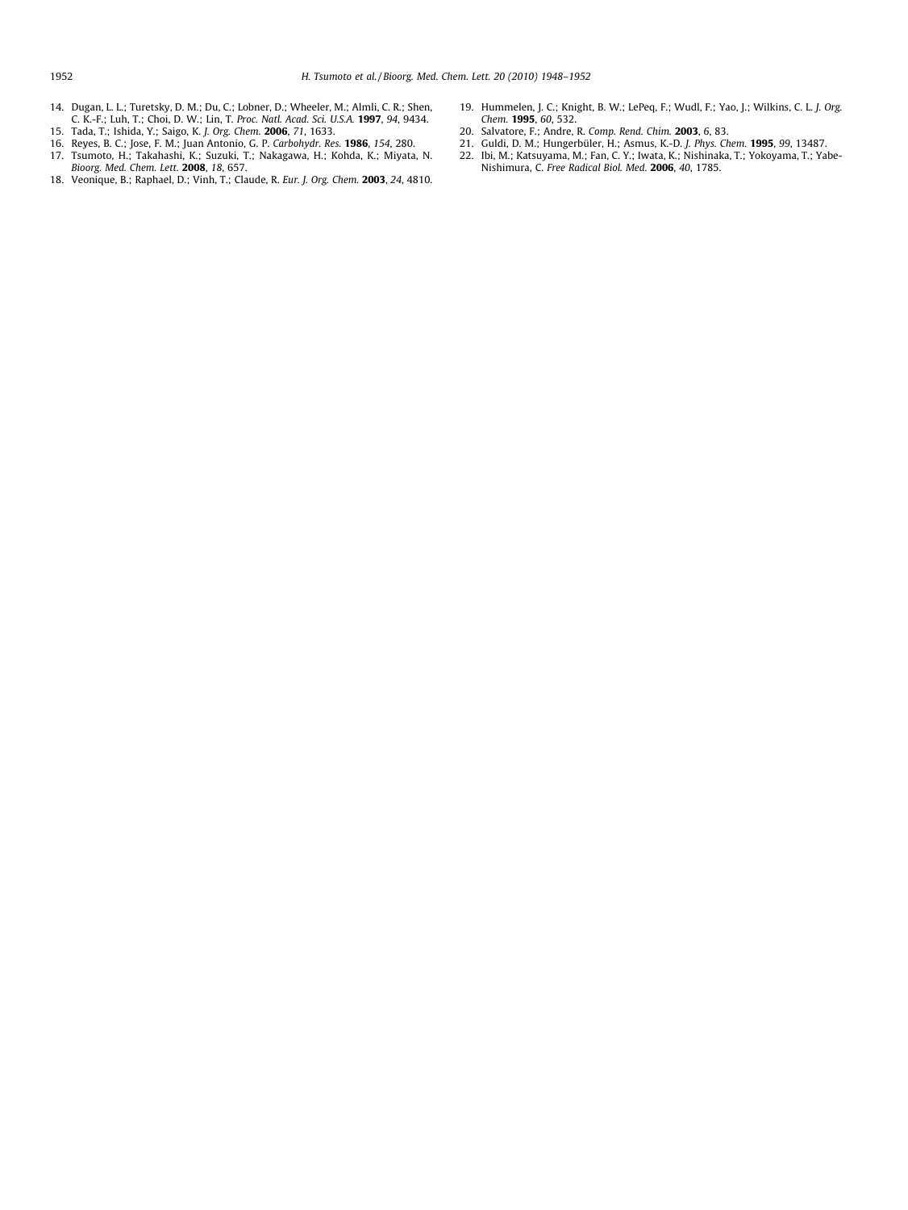14. Dugan, L. L.; Turetsky, D. M.; Du, C.; Lobner, D.; Wheeler, M.; Almli, C. R.; Shen, C. K.-F.; Luh, T.; Choi, D. W.; Lin, T. *Proc. Natl. Acad. Sci. U.S.A.* **1997**, *94*, 9434.
15. Tada, T.; Ishida, Y.; Saigo, K. *J. Org. Chem.* **2006**, *71*, 1633.
16. Reyes, B. C.; Jose, F. M.; Juan Antonio, G. P. *Carbohydr. Res.* **1986**, *154*, 280.
17. Tsumoto, H.; Takahashi, K.; Suzuki, T.; Nakagawa, H.; Kohda, K.; Miyata, N. *Bioorg. Med. Chem. Lett.* **2008**, *18*, 657.
18. Veonique, B.; Raphael, D.; Vinh, T.; Claude, R. *Eur. J. Org. Chem.* **2003**, *24*, 4810.
19. Hummelen, J. C.; Knight, B. W.; LePeq, F.; Wudl, F.; Yao, J.; Wilkins, C. L. *J. Org. Chem.* **1995**, *60*, 532.
20. Salvatore, F.; Andre, R. *Comp. Rend. Chim.* **2003**, *6*, 83.
21. Guldi, D. M.; Hungerbüler, H.; Asmus, K.-D. *J. Phys. Chem.* **1995**, *99*, 13487.
22. Ibi, M.; Katsuyama, M.; Fan, C. Y.; Iwata, K.; Nishinaka, T.; Yokoyama, T.; Yabe-Nishimura, C. *Free Radical Biol. Med.* **2006**, *40*, 1785.